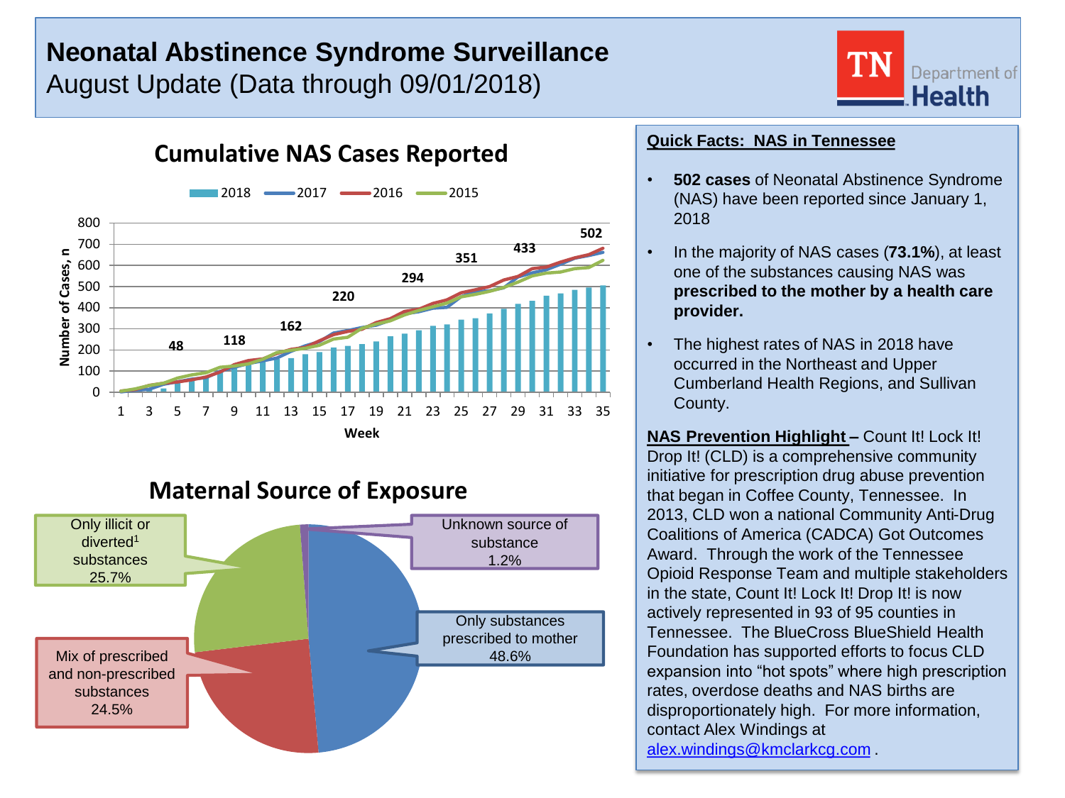# Neonatal Abstinence Syndrome Surveillance

August Update (Data through 09/01/2018)

TN Department of Health

## Cumulative NAS Cases Reported

Legend: 2018, 2017, 2016, 2015

Y-axis: Number of Cases, n (0–800)
X-axis: Week (1–35)

Data labels (2018): 48, 118, 162, 220, 294, 351, 433, 502

## Maternal Source of Exposure

- Only substances prescribed to mother 48.6%
- Only illicit or diverted[1] substances 25.7%
- Mix of prescribed and non-prescribed substances 24.5%
- Unknown source of substance 1.2%

## Quick Facts: NAS in Tennessee

- **502 cases** of Neonatal Abstinence Syndrome (NAS) have been reported since January 1, 2018
- In the majority of NAS cases (**73.1%**), at least one of the substances causing NAS was **prescribed to the mother by a health care provider.**
- The highest rates of NAS in 2018 have occurred in the Northeast and Upper Cumberland Health Regions, and Sullivan County.

**NAS Prevention Highlight** – Count It! Lock It! Drop It! (CLD) is a comprehensive community initiative for prescription drug abuse prevention that began in Coffee County, Tennessee. In 2013, CLD won a national Community Anti-Drug Coalitions of America (CADCA) Got Outcomes Award. Through the work of the Tennessee Opioid Response Team and multiple stakeholders in the state, Count It! Lock It! Drop It! is now actively represented in 93 of 95 counties in Tennessee. The BlueCross BlueShield Health Foundation has supported efforts to focus CLD expansion into "hot spots" where high prescription rates, overdose deaths and NAS births are disproportionately high. For more information, contact Alex Windings at alex.windings@kmclarkcg.com .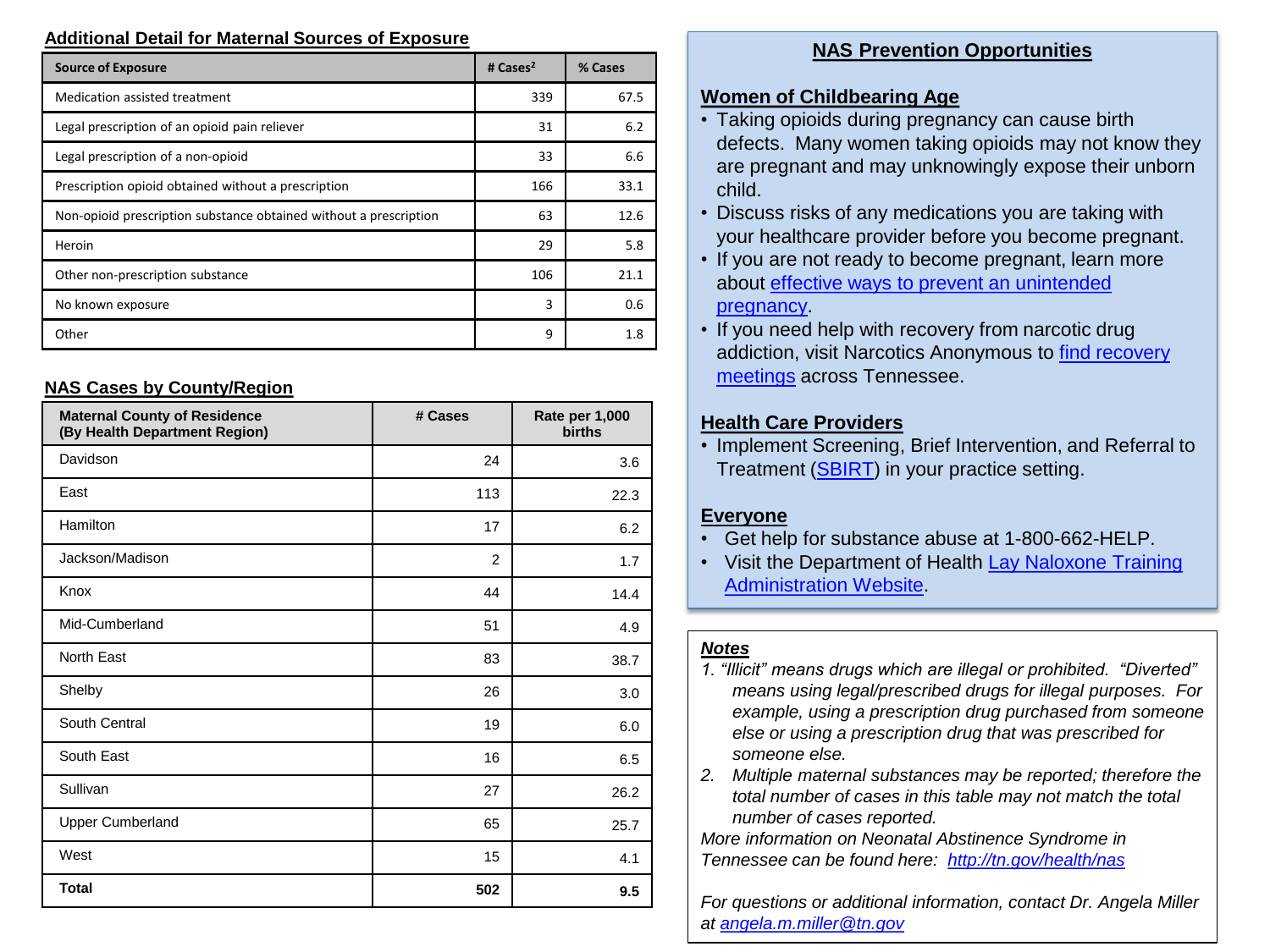## Additional Detail for Maternal Sources of Exposure

| Source of Exposure | # Cases[2] | % Cases |
|---|---|---|
| Medication assisted treatment | 339 | 67.5 |
| Legal prescription of an opioid pain reliever | 31 | 6.2 |
| Legal prescription of a non-opioid | 33 | 6.6 |
| Prescription opioid obtained without a prescription | 166 | 33.1 |
| Non-opioid prescription substance obtained without a prescription | 63 | 12.6 |
| Heroin | 29 | 5.8 |
| Other non-prescription substance | 106 | 21.1 |
| No known exposure | 3 | 0.6 |
| Other | 9 | 1.8 |

## NAS Cases by County/Region

| Maternal County of Residence (By Health Department Region) | # Cases | Rate per 1,000 births |
|---|---|---|
| Davidson | 24 | 3.6 |
| East | 113 | 22.3 |
| Hamilton | 17 | 6.2 |
| Jackson/Madison | 2 | 1.7 |
| Knox | 44 | 14.4 |
| Mid-Cumberland | 51 | 4.9 |
| North East | 83 | 38.7 |
| Shelby | 26 | 3.0 |
| South Central | 19 | 6.0 |
| South East | 16 | 6.5 |
| Sullivan | 27 | 26.2 |
| Upper Cumberland | 65 | 25.7 |
| West | 15 | 4.1 |
| **Total** | **502** | **9.5** |

## NAS Prevention Opportunities

### Women of Childbearing Age

- Taking opioids during pregnancy can cause birth defects. Many women taking opioids may not know they are pregnant and may unknowingly expose their unborn child.
- Discuss risks of any medications you are taking with your healthcare provider before you become pregnant.
- If you are not ready to become pregnant, learn more about effective ways to prevent an unintended pregnancy.
- If you need help with recovery from narcotic drug addiction, visit Narcotics Anonymous to find recovery meetings across Tennessee.

### Health Care Providers

- Implement Screening, Brief Intervention, and Referral to Treatment (SBIRT) in your practice setting.

### Everyone

- Get help for substance abuse at 1-800-662-HELP.
- Visit the Department of Health Lay Naloxone Training Administration Website.

### *Notes*

1. *"Illicit" means drugs which are illegal or prohibited. "Diverted" means using legal/prescribed drugs for illegal purposes. For example, using a prescription drug purchased from someone else or using a prescription drug that was prescribed for someone else.*
2. *Multiple maternal substances may be reported; therefore the total number of cases in this table may not match the total number of cases reported.*

*More information on Neonatal Abstinence Syndrome in Tennessee can be found here: http://tn.gov/health/nas*

*For questions or additional information, contact Dr. Angela Miller at angela.m.miller@tn.gov*